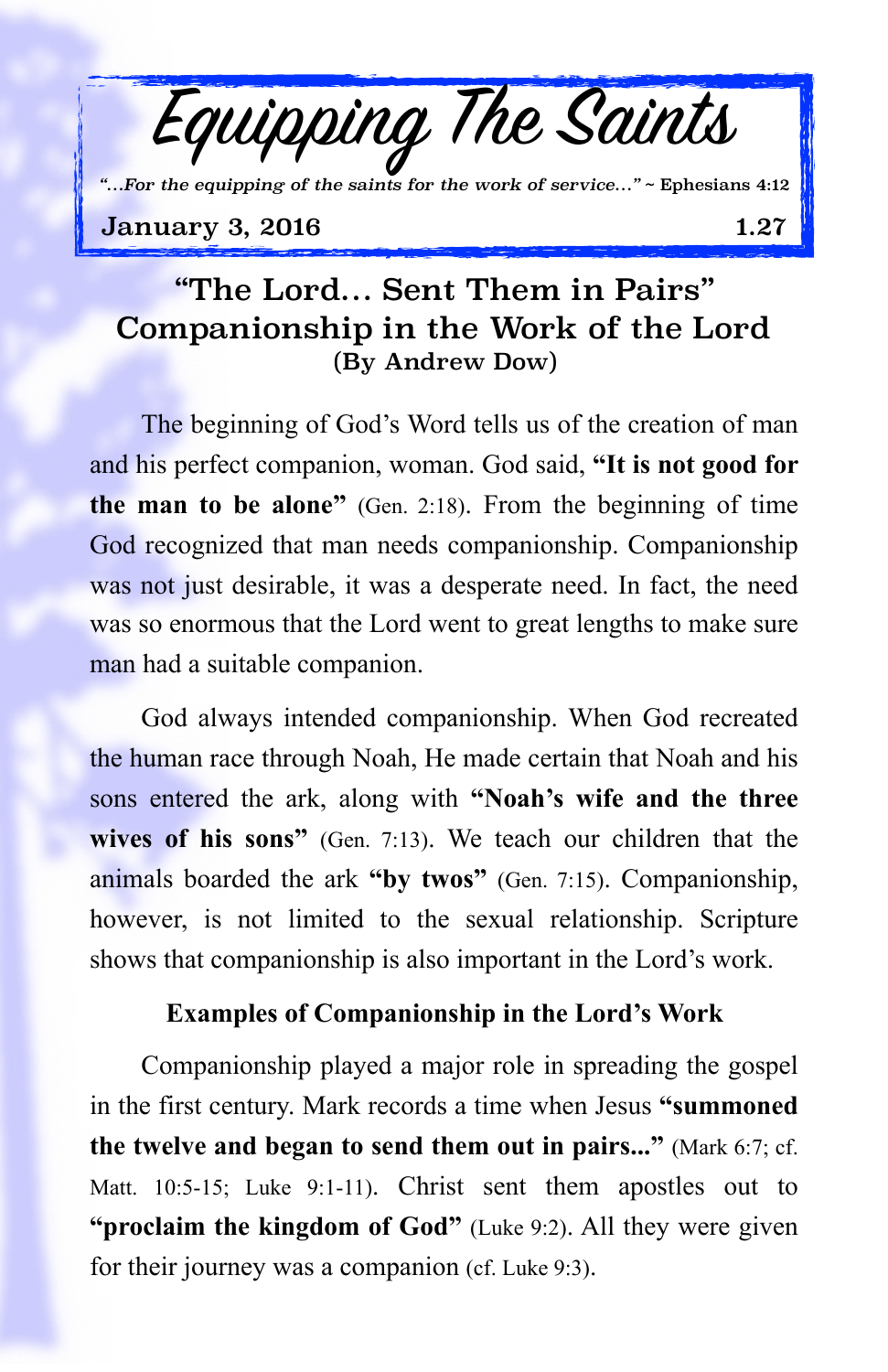# Equipping The Saints

*"...For the equipping of the saints for the work of service..."* ~ Ephesians 4:12

**January 3, 2016** **1.27**

## "The Lord... Sent Them in Pairs"
## Companionship in the Work of the Lord
### (By Andrew Dow)

The beginning of God's Word tells us of the creation of man and his perfect companion, woman. God said, **"It is not good for the man to be alone"** (Gen. 2:18). From the beginning of time God recognized that man needs companionship. Companionship was not just desirable, it was a desperate need. In fact, the need was so enormous that the Lord went to great lengths to make sure man had a suitable companion.

God always intended companionship. When God recreated the human race through Noah, He made certain that Noah and his sons entered the ark, along with **"Noah's wife and the three wives of his sons"** (Gen. 7:13). We teach our children that the animals boarded the ark **"by twos"** (Gen. 7:15). Companionship, however, is not limited to the sexual relationship. Scripture shows that companionship is also important in the Lord's work.

### Examples of Companionship in the Lord's Work

Companionship played a major role in spreading the gospel in the first century. Mark records a time when Jesus **"summoned the twelve and began to send them out in pairs..."** (Mark 6:7; cf. Matt. 10:5-15; Luke 9:1-11). Christ sent them apostles out to **"proclaim the kingdom of God"** (Luke 9:2). All they were given for their journey was a companion (cf. Luke 9:3).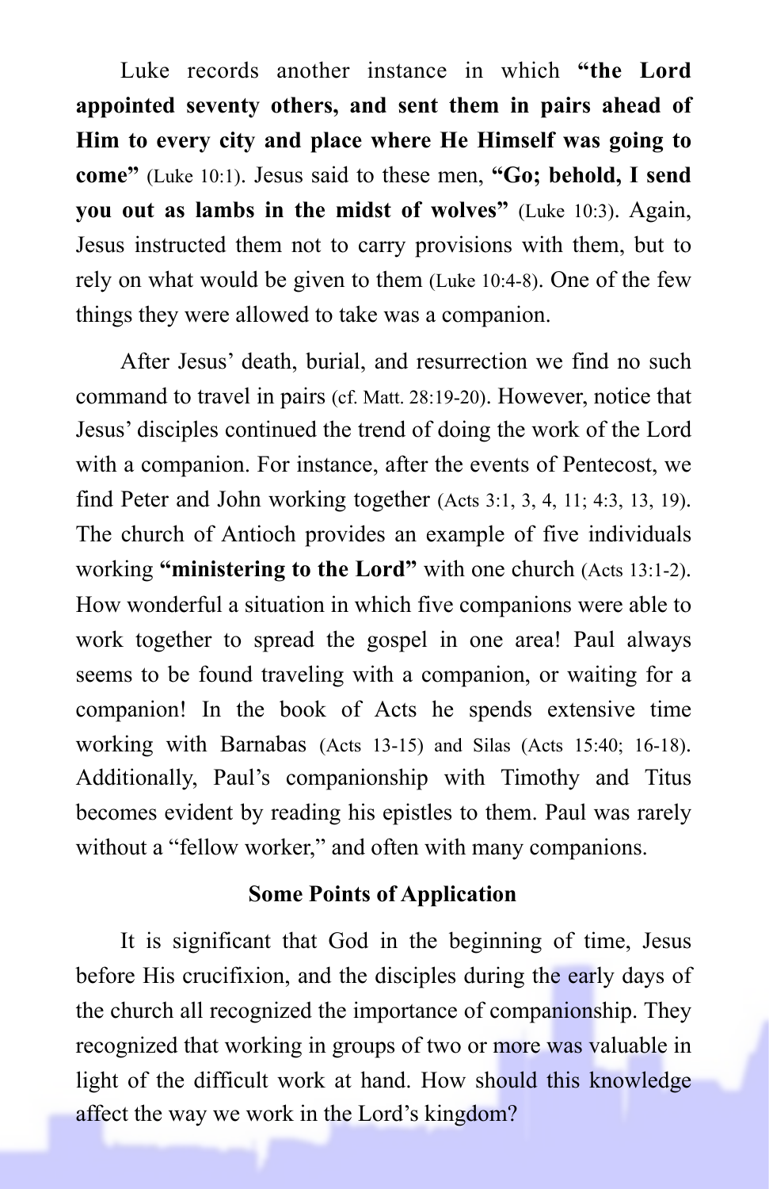Luke records another instance in which **“the Lord appointed seventy others, and sent them in pairs ahead of Him to every city and place where He Himself was going to come”** (Luke 10:1). Jesus said to these men, **“Go; behold, I send you out as lambs in the midst of wolves”** (Luke 10:3). Again, Jesus instructed them not to carry provisions with them, but to rely on what would be given to them (Luke 10:4-8). One of the few things they were allowed to take was a companion.

After Jesus’ death, burial, and resurrection we find no such command to travel in pairs (cf. Matt. 28:19-20). However, notice that Jesus’ disciples continued the trend of doing the work of the Lord with a companion. For instance, after the events of Pentecost, we find Peter and John working together (Acts 3:1, 3, 4, 11; 4:3, 13, 19). The church of Antioch provides an example of five individuals working **“ministering to the Lord”** with one church (Acts 13:1-2). How wonderful a situation in which five companions were able to work together to spread the gospel in one area! Paul always seems to be found traveling with a companion, or waiting for a companion! In the book of Acts he spends extensive time working with Barnabas (Acts 13-15) and Silas (Acts 15:40; 16-18). Additionally, Paul’s companionship with Timothy and Titus becomes evident by reading his epistles to them. Paul was rarely without a “fellow worker,” and often with many companions.

### Some Points of Application

It is significant that God in the beginning of time, Jesus before His crucifixion, and the disciples during the early days of the church all recognized the importance of companionship. They recognized that working in groups of two or more was valuable in light of the difficult work at hand. How should this knowledge affect the way we work in the Lord’s kingdom?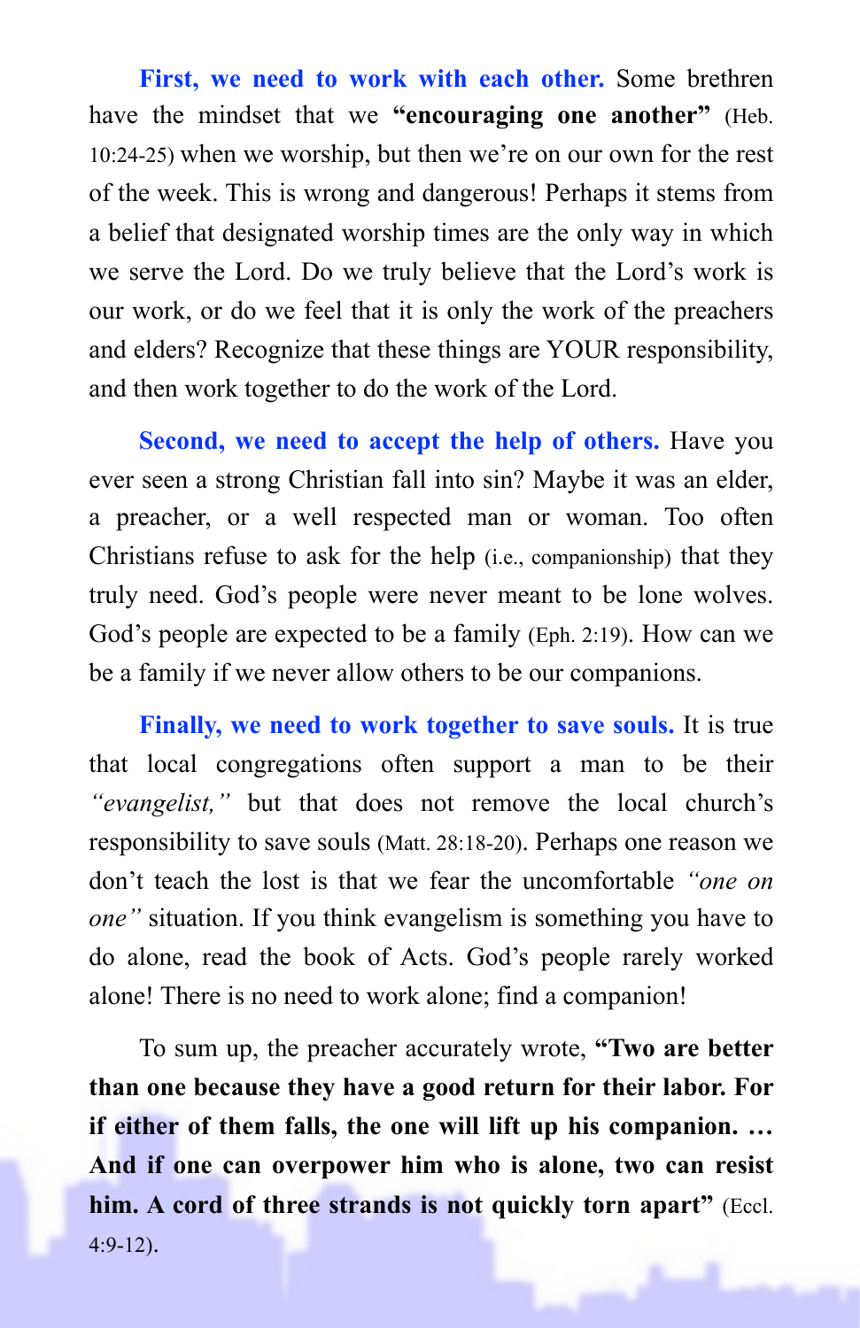**First, we need to work with each other.** Some brethren have the mindset that we **"encouraging one another"** (Heb. 10:24-25) when we worship, but then we're on our own for the rest of the week. This is wrong and dangerous! Perhaps it stems from a belief that designated worship times are the only way in which we serve the Lord. Do we truly believe that the Lord's work is our work, or do we feel that it is only the work of the preachers and elders? Recognize that these things are YOUR responsibility, and then work together to do the work of the Lord.

**Second, we need to accept the help of others.** Have you ever seen a strong Christian fall into sin? Maybe it was an elder, a preacher, or a well respected man or woman. Too often Christians refuse to ask for the help (i.e., companionship) that they truly need. God's people were never meant to be lone wolves. God's people are expected to be a family (Eph. 2:19). How can we be a family if we never allow others to be our companions.

**Finally, we need to work together to save souls.** It is true that local congregations often support a man to be their *"evangelist,"* but that does not remove the local church's responsibility to save souls (Matt. 28:18-20). Perhaps one reason we don't teach the lost is that we fear the uncomfortable *"one on one"* situation. If you think evangelism is something you have to do alone, read the book of Acts. God's people rarely worked alone! There is no need to work alone; find a companion!

To sum up, the preacher accurately wrote, **"Two are better than one because they have a good return for their labor. For if either of them falls, the one will lift up his companion. … And if one can overpower him who is alone, two can resist him. A cord of three strands is not quickly torn apart"** (Eccl. 4:9-12).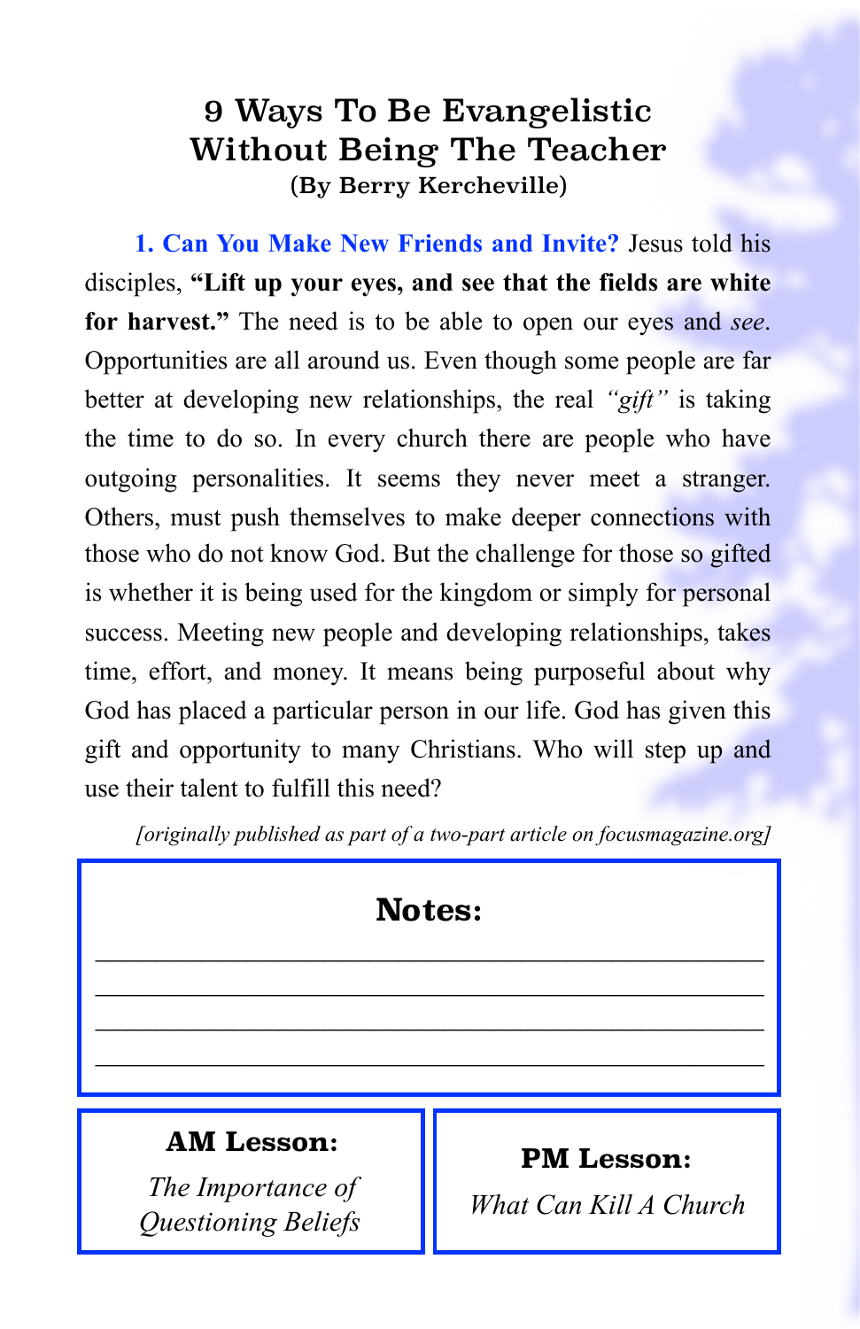# 9 Ways To Be Evangelistic Without Being The Teacher

**(By Berry Kercheville)**

**1. Can You Make New Friends and Invite?** Jesus told his disciples, **"Lift up your eyes, and see that the fields are white for harvest."** The need is to be able to open our eyes and *see*. Opportunities are all around us. Even though some people are far better at developing new relationships, the real *"gift"* is taking the time to do so. In every church there are people who have outgoing personalities. It seems they never meet a stranger. Others, must push themselves to make deeper connections with those who do not know God. But the challenge for those so gifted is whether it is being used for the kingdom or simply for personal success. Meeting new people and developing relationships, takes time, effort, and money. It means being purposeful about why God has placed a particular person in our life. God has given this gift and opportunity to many Christians. Who will step up and use their talent to fulfill this need?

*[originally published as part of a two-part article on focusmagazine.org]*

**Notes:**

\_\_\_\_\_\_\_\_\_\_\_\_\_\_\_\_\_\_\_\_\_\_\_\_\_\_\_\_\_\_\_\_\_\_\_\_\_\_\_\_\_\_

\_\_\_\_\_\_\_\_\_\_\_\_\_\_\_\_\_\_\_\_\_\_\_\_\_\_\_\_\_\_\_\_\_\_\_\_\_\_\_\_\_\_

\_\_\_\_\_\_\_\_\_\_\_\_\_\_\_\_\_\_\_\_\_\_\_\_\_\_\_\_\_\_\_\_\_\_\_\_\_\_\_\_\_\_

\_\_\_\_\_\_\_\_\_\_\_\_\_\_\_\_\_\_\_\_\_\_\_\_\_\_\_\_\_\_\_\_\_\_\_\_\_\_\_\_\_\_

**AM Lesson:**
*The Importance of Questioning Beliefs*

**PM Lesson:**
*What Can Kill A Church*